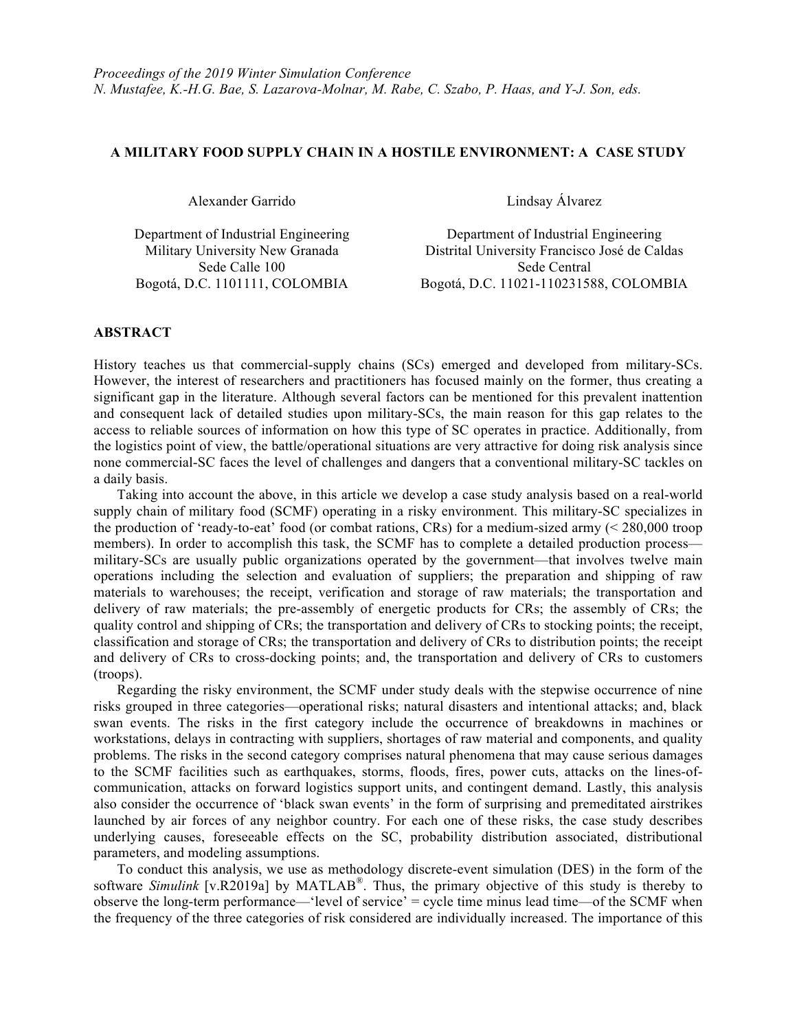*Proceedings of the 2019 Winter Simulation Conference*
*N. Mustafee, K.-H.G. Bae, S. Lazarova-Molnar, M. Rabe, C. Szabo, P. Haas, and Y-J. Son, eds.*

# A MILITARY FOOD SUPPLY CHAIN IN A HOSTILE ENVIRONMENT: A CASE STUDY

Alexander Garrido

Department of Industrial Engineering
Military University New Granada
Sede Calle 100
Bogotá, D.C. 1101111, COLOMBIA

Lindsay Álvarez

Department of Industrial Engineering
Distrital University Francisco José de Caldas
Sede Central
Bogotá, D.C. 11021-110231588, COLOMBIA

## ABSTRACT

History teaches us that commercial-supply chains (SCs) emerged and developed from military-SCs. However, the interest of researchers and practitioners has focused mainly on the former, thus creating a significant gap in the literature. Although several factors can be mentioned for this prevalent inattention and consequent lack of detailed studies upon military-SCs, the main reason for this gap relates to the access to reliable sources of information on how this type of SC operates in practice. Additionally, from the logistics point of view, the battle/operational situations are very attractive for doing risk analysis since none commercial-SC faces the level of challenges and dangers that a conventional military-SC tackles on a daily basis.

Taking into account the above, in this article we develop a case study analysis based on a real-world supply chain of military food (SCMF) operating in a risky environment. This military-SC specializes in the production of 'ready-to-eat' food (or combat rations, CRs) for a medium-sized army (< 280,000 troop members). In order to accomplish this task, the SCMF has to complete a detailed production process—military-SCs are usually public organizations operated by the government—that involves twelve main operations including the selection and evaluation of suppliers; the preparation and shipping of raw materials to warehouses; the receipt, verification and storage of raw materials; the transportation and delivery of raw materials; the pre-assembly of energetic products for CRs; the assembly of CRs; the quality control and shipping of CRs; the transportation and delivery of CRs to stocking points; the receipt, classification and storage of CRs; the transportation and delivery of CRs to distribution points; the receipt and delivery of CRs to cross-docking points; and, the transportation and delivery of CRs to customers (troops).

Regarding the risky environment, the SCMF under study deals with the stepwise occurrence of nine risks grouped in three categories—operational risks; natural disasters and intentional attacks; and, black swan events. The risks in the first category include the occurrence of breakdowns in machines or workstations, delays in contracting with suppliers, shortages of raw material and components, and quality problems. The risks in the second category comprises natural phenomena that may cause serious damages to the SCMF facilities such as earthquakes, storms, floods, fires, power cuts, attacks on the lines-of-communication, attacks on forward logistics support units, and contingent demand. Lastly, this analysis also consider the occurrence of 'black swan events' in the form of surprising and premeditated airstrikes launched by air forces of any neighbor country. For each one of these risks, the case study describes underlying causes, foreseeable effects on the SC, probability distribution associated, distributional parameters, and modeling assumptions.

To conduct this analysis, we use as methodology discrete-event simulation (DES) in the form of the software *Simulink* [v.R2019a] by MATLAB®. Thus, the primary objective of this study is thereby to observe the long-term performance—'level of service' = cycle time minus lead time—of the SCMF when the frequency of the three categories of risk considered are individually increased. The importance of this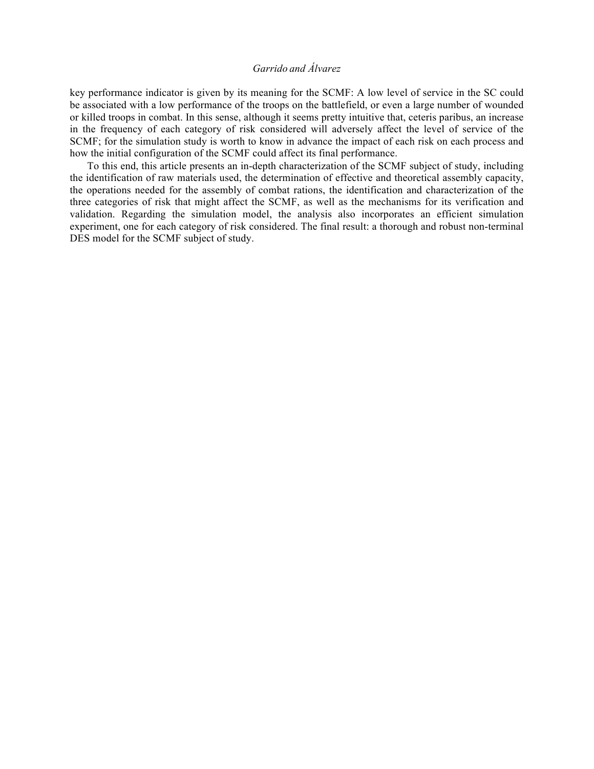key performance indicator is given by its meaning for the SCMF: A low level of service in the SC could be associated with a low performance of the troops on the battlefield, or even a large number of wounded or killed troops in combat. In this sense, although it seems pretty intuitive that, ceteris paribus, an increase in the frequency of each category of risk considered will adversely affect the level of service of the SCMF; for the simulation study is worth to know in advance the impact of each risk on each process and how the initial configuration of the SCMF could affect its final performance.

To this end, this article presents an in-depth characterization of the SCMF subject of study, including the identification of raw materials used, the determination of effective and theoretical assembly capacity, the operations needed for the assembly of combat rations, the identification and characterization of the three categories of risk that might affect the SCMF, as well as the mechanisms for its verification and validation. Regarding the simulation model, the analysis also incorporates an efficient simulation experiment, one for each category of risk considered. The final result: a thorough and robust non-terminal DES model for the SCMF subject of study.